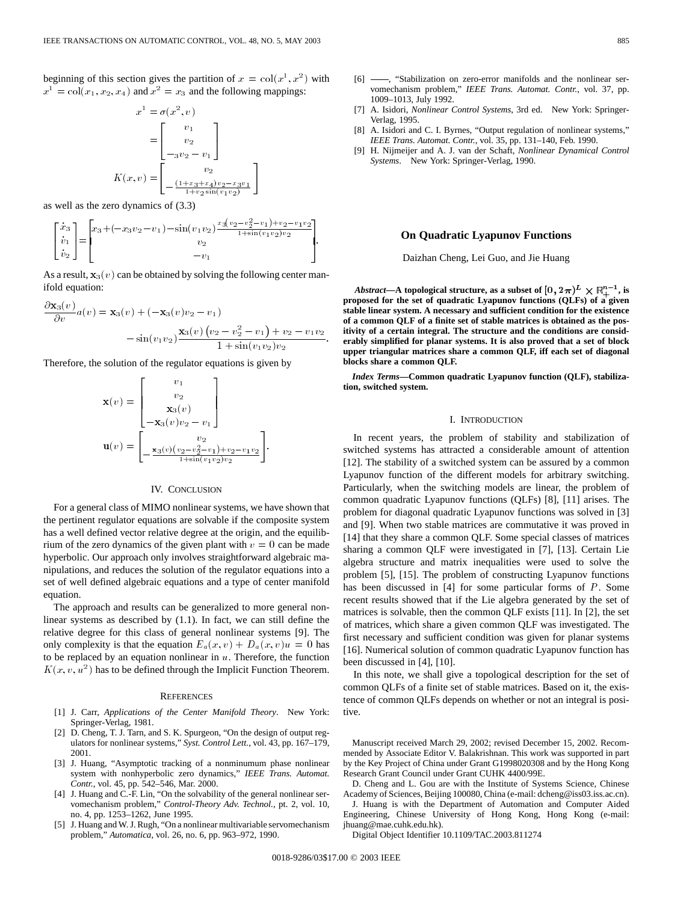beginning of this section gives the partition of $x = \mathrm{col}(x^1, x^2)$ with $x^1 = \mathrm{col}(x_1, x_2, x_4)$ and $x^2 = x_3$ and the following mappings:

$$x^1 = \sigma(x^2, v) = \begin{bmatrix} v_1 \\ v_2 \\ -_3 v_2 - v_1 \end{bmatrix}$$

$$K(x, v) = \begin{bmatrix} v_2 \\ -\frac{(1+x_3+x_4)v_2 - x_3 v_1}{1+v_2 \sin(v_1 v_2)} \end{bmatrix}$$

as well as the zero dynamics of (3.3)

$$\begin{bmatrix} \dot{x}_3 \\ \dot{v}_1 \\ \dot{v}_2 \end{bmatrix} = \begin{bmatrix} x_3 + (-x_3 v_2 - v_1) - \sin(v_1 v_2) \frac{x_3 (v_2 - v_2^2 - v_1) + v_2 - v_1 v_2}{1+\sin(v_1 v_2) v_2} \\ v_2 \\ -v_1 \end{bmatrix}.$$

As a result, $\mathbf{x}_3(v)$ can be obtained by solving the following center manifold equation:

$$\frac{\partial \mathbf{x}_3(v)}{\partial v} a(v) = \mathbf{x}_3(v) + (-\mathbf{x}_3(v) v_2 - v_1) - \sin(v_1 v_2) \frac{\mathbf{x}_3(v) \left(v_2 - v_2^2 - v_1\right) + v_2 - v_1 v_2}{1 + \sin(v_1 v_2) v_2}.$$

Therefore, the solution of the regulator equations is given by

$$\mathbf{x}(v) = \begin{bmatrix} v_1 \\ v_2 \\ \mathbf{x}_3(v) \\ -\mathbf{x}_3(v) v_2 - v_1 \end{bmatrix}$$

$$\mathbf{u}(v) = \begin{bmatrix} v_2 \\ -\frac{\mathbf{x}_3(v)(v_2 - v_2^2 - v_1) + v_2 - v_1 v_2}{1+\sin(v_1 v_2) v_2} \end{bmatrix}.$$

## IV. CONCLUSION

For a general class of MIMO nonlinear systems, we have shown that the pertinent regulator equations are solvable if the composite system has a well defined vector relative degree at the origin, and the equilibrium of the zero dynamics of the given plant with $v = 0$ can be made hyperbolic. Our approach only involves straightforward algebraic manipulations, and reduces the solution of the regulator equations into a set of well defined algebraic equations and a type of center manifold equation.

The approach and results can be generalized to more general nonlinear systems as described by (1.1). In fact, we can still define the relative degree for this class of general nonlinear systems [9]. The only complexity is that the equation $E_a(x, v) + D_a(x, v)u = 0$ has to be replaced by an equation nonlinear in $u$. Therefore, the function $K(x, v, u^2)$ has to be defined through the Implicit Function Theorem.

## REFERENCES

[1] J. Carr, *Applications of the Center Manifold Theory*. New York: Springer-Verlag, 1981.

[2] D. Cheng, T. J. Tarn, and S. K. Spurgeon, "On the design of output regulators for nonlinear systems," *Syst. Control Lett.*, vol. 43, pp. 167–179, 2001.

[3] J. Huang, "Asymptotic tracking of a nonminumum phase nonlinear system with nonhyperbolic zero dynamics," *IEEE Trans. Automat. Contr.*, vol. 45, pp. 542–546, Mar. 2000.

[4] J. Huang and C.-F. Lin, "On the solvability of the general nonlinear servomechanism problem," *Control-Theory Adv. Technol.*, pt. 2, vol. 10, no. 4, pp. 1253–1262, June 1995.

[5] J. Huang and W. J. Rugh, "On a nonlinear multivariable servomechanism problem," *Automatica*, vol. 26, no. 6, pp. 963–972, 1990.

[6] ——, "Stabilization on zero-error manifolds and the nonlinear servomechanism problem," *IEEE Trans. Automat. Contr.*, vol. 37, pp. 1009–1013, July 1992.

[7] A. Isidori, *Nonlinear Control Systems*, 3rd ed. New York: Springer-Verlag, 1995.

[8] A. Isidori and C. I. Byrnes, "Output regulation of nonlinear systems," *IEEE Trans. Automat. Contr.*, vol. 35, pp. 131–140, Feb. 1990.

[9] H. Nijmeijer and A. J. van der Schaft, *Nonlinear Dynamical Control Systems*. New York: Springer-Verlag, 1990.

# On Quadratic Lyapunov Functions

Daizhan Cheng, Lei Guo, and Jie Huang

***Abstract*—A topological structure, as a subset of $[0, 2\pi)^L \times \mathbb{R}_+^{n-1}$, is proposed for the set of quadratic Lyapunov functions (QLFs) of a given stable linear system. A necessary and sufficient condition for the existence of a common QLF of a finite set of stable matrices is obtained as the positivity of a certain integral. The structure and the conditions are considerably simplified for planar systems. It is also proved that a set of block upper triangular matrices share a common QLF, iff each set of diagonal blocks share a common QLF.**

***Index Terms*—Common quadratic Lyapunov function (QLF), stabilization, switched system.**

## I. INTRODUCTION

In recent years, the problem of stability and stabilization of switched systems has attracted a considerable amount of attention [12]. The stability of a switched system can be assured by a common Lyapunov function of the different models for arbitrary switching. Particularly, when the switching models are linear, the problem of common quadratic Lyapunov functions (QLFs) [8], [11] arises. The problem for diagonal quadratic Lyapunov functions was solved in [3] and [9]. When two stable matrices are commutative it was proved in [14] that they share a common QLF. Some special classes of matrices sharing a common QLF were investigated in [7], [13]. Certain Lie algebra structure and matrix inequalities were used to solve the problem [5], [15]. The problem of constructing Lyapunov functions has been discussed in [4] for some particular forms of $P$. Some recent results showed that if the Lie algebra generated by the set of matrices is solvable, then the common QLF exists [11]. In [2], the set of matrices, which share a given common QLF was investigated. The first necessary and sufficient condition was given for planar systems [16]. Numerical solution of common quadratic Lyapunov function has been discussed in [4], [10].

In this note, we shall give a topological description for the set of common QLFs of a finite set of stable matrices. Based on it, the existence of common QLFs depends on whether or not an integral is positive.

Manuscript received March 29, 2002; revised December 15, 2002. Recommended by Associate Editor V. Balakrishnan. This work was supported in part by the Key Project of China under Grant G1998020308 and by the Hong Kong Research Grant Council under Grant CUHK 4400/99E.

D. Cheng and L. Gou are with the Institute of Systems Science, Chinese Academy of Sciences, Beijing 100080, China (e-mail: dcheng@iss03.iss.ac.cn).

J. Huang is with the Department of Automation and Computer Aided Engineering, Chinese University of Hong Kong, Hong Kong (e-mail: jhuang@mae.cuhk.edu.hk).

Digital Object Identifier 10.1109/TAC.2003.811274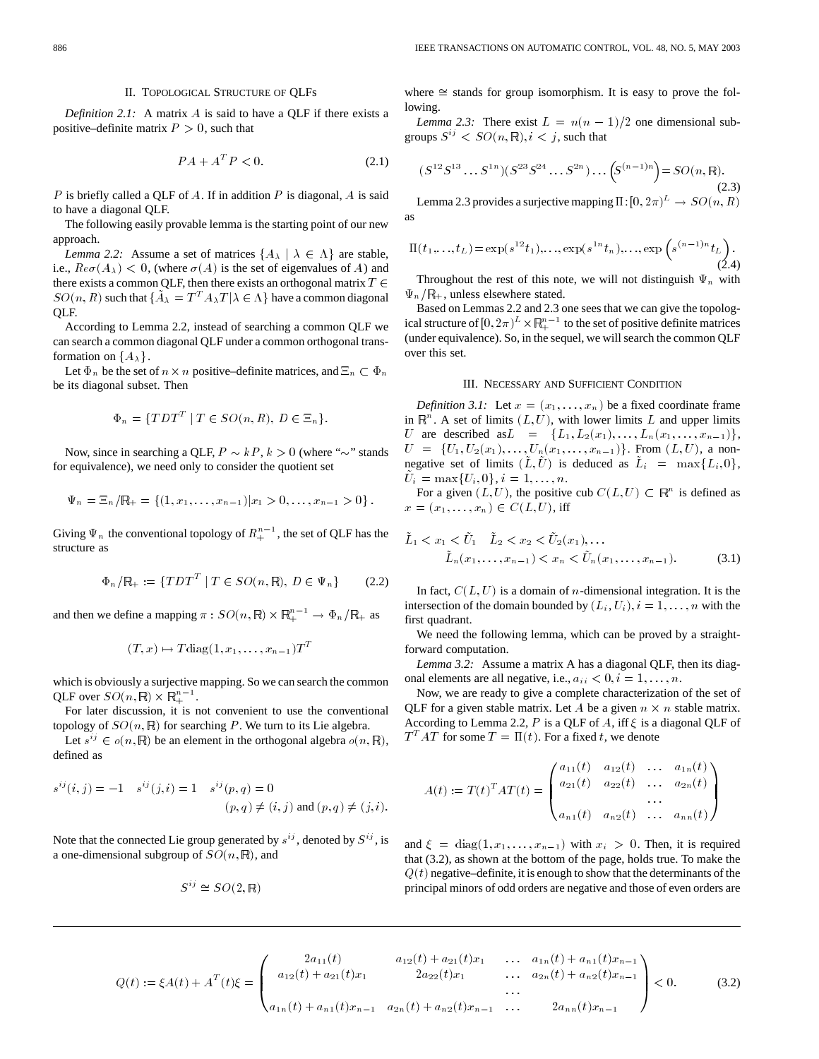## II. Topological Structure of QLFs

*Definition 2.1:* A matrix $A$ is said to have a QLF if there exists a positive–definite matrix $P > 0$, such that

$$PA + A^T P < 0. \tag{2.1}$$

$P$ is briefly called a QLF of $A$. If in addition $P$ is diagonal, $A$ is said to have a diagonal QLF.

The following easily provable lemma is the starting point of our new approach.

*Lemma 2.2:* Assume a set of matrices $\{A_\lambda \mid \lambda \in \Lambda\}$ are stable, i.e., $Re\sigma(A_\lambda) < 0$, (where $\sigma(A)$ is the set of eigenvalues of $A$) and there exists a common QLF, then there exists an orthogonal matrix $T \in SO(n, R)$ such that $\{\tilde{A}_\lambda = T^T A_\lambda T | \lambda \in \Lambda\}$ have a common diagonal QLF.

According to Lemma 2.2, instead of searching a common QLF we can search a common diagonal QLF under a common orthogonal transformation on $\{A_\lambda\}$.

Let $\Phi_n$ be the set of $n \times n$ positive–definite matrices, and $\Xi_n \subset \Phi_n$ be its diagonal subset. Then

$$\Phi_n = \{TDT^T \mid T \in SO(n, R),\ D \in \Xi_n\}.$$

Now, since in searching a QLF, $P \sim kP$, $k > 0$ (where "$\sim$" stands for equivalence), we need only to consider the quotient set

$$\Psi_n = \Xi_n / \mathbb{R}_+ = \{(1, x_1, \ldots, x_{n-1}) | x_1 > 0, \ldots, x_{n-1} > 0\}.$$

Giving $\Psi_n$ the conventional topology of $R_+^{n-1}$, the set of QLF has the structure as

$$\Phi_n / \mathbb{R}_+ := \{TDT^T \mid T \in SO(n, \mathbb{R}),\ D \in \Psi_n\} \tag{2.2}$$

and then we define a mapping $\pi : SO(n, \mathbb{R}) \times \mathbb{R}_+^{n-1} \to \Phi_n / \mathbb{R}_+$ as

$$(T, x) \mapsto T \mathrm{diag}(1, x_1, \ldots, x_{n-1}) T^T$$

which is obviously a surjective mapping. So we can search the common QLF over $SO(n, \mathbb{R}) \times \mathbb{R}_+^{n-1}$.

For later discussion, it is not convenient to use the conventional topology of $SO(n, \mathbb{R})$ for searching $P$. We turn to its Lie algebra.

Let $s^{ij} \in o(n, \mathbb{R})$ be an element in the orthogonal algebra $o(n, \mathbb{R})$, defined as

$$s^{ij}(i, j) = -1 \quad s^{ij}(j, i) = 1 \quad s^{ij}(p, q) = 0 \quad (p, q) \neq (i, j) \text{ and } (p, q) \neq (j, i).$$

Note that the connected Lie group generated by $s^{ij}$, denoted by $S^{ij}$, is a one-dimensional subgroup of $SO(n, \mathbb{R})$, and

$$S^{ij} \cong SO(2, \mathbb{R})$$

where $\cong$ stands for group isomorphism. It is easy to prove the following.

*Lemma 2.3:* There exist $L = n(n-1)/2$ one dimensional subgroups $S^{ij} < SO(n, \mathbb{R}), i < j$, such that

$$(S^{12} S^{13} \ldots S^{1n})(S^{23} S^{24} \ldots S^{2n}) \ldots \left(S^{(n-1)n}\right) = SO(n, \mathbb{R}). \tag{2.3}$$

Lemma 2.3 provides a surjective mapping $\Pi : [0, 2\pi)^L \to SO(n, R)$ as

$$\Pi(t_1, \ldots, t_L) = \exp(s^{12} t_1), \ldots, \exp(s^{1n} t_n), \ldots, \exp\left(s^{(n-1)n} t_L\right). \tag{2.4}$$

Throughout the rest of this note, we will not distinguish $\Psi_n$ with $\Psi_n / \mathbb{R}_+$, unless elsewhere stated.

Based on Lemmas 2.2 and 2.3 one sees that we can give the topological structure of $[0, 2\pi)^L \times \mathbb{R}_+^{n-1}$ to the set of positive definite matrices (under equivalence). So, in the sequel, we will search the common QLF over this set.

## III. Necessary and Sufficient Condition

*Definition 3.1:* Let $x = (x_1, \ldots, x_n)$ be a fixed coordinate frame in $\mathbb{R}^n$. A set of limits $(L, U)$, with lower limits $L$ and upper limits $U$ are described as $L = \{L_1, L_2(x_1), \ldots, L_n(x_1, \ldots, x_{n-1})\}$, $U = \{U_1, U_2(x_1), \ldots, U_n(x_1, \ldots, x_{n-1})\}$. From $(L, U)$, a nonnegative set of limits $(\tilde{L}, \tilde{U})$ is deduced as $\tilde{L}_i = \max\{L_i, 0\}$, $\tilde{U}_i = \max\{U_i, 0\}, i = 1, \ldots, n$.

For a given $(L, U)$, the positive cub $C(L, U) \subset \mathbb{R}^n$ is defined as $x = (x_1, \ldots, x_n) \in C(L, U)$, iff

$$\tilde{L}_1 < x_1 < \tilde{U}_1 \quad \tilde{L}_2 < x_2 < \tilde{U}_2(x_1), \ldots \quad \tilde{L}_n(x_1, \ldots, x_{n-1}) < x_n < \tilde{U}_n(x_1, \ldots, x_{n-1}). \tag{3.1}$$

In fact, $C(L, U)$ is a domain of $n$-dimensional integration. It is the intersection of the domain bounded by $(L_i, U_i), i = 1, \ldots, n$ with the first quadrant.

We need the following lemma, which can be proved by a straightforward computation.

*Lemma 3.2:* Assume a matrix A has a diagonal QLF, then its diagonal elements are all negative, i.e., $a_{ii} < 0, i = 1, \ldots, n$.

Now, we are ready to give a complete characterization of the set of QLF for a given stable matrix. Let $A$ be a given $n \times n$ stable matrix. According to Lemma 2.2, $P$ is a QLF of $A$, iff $\xi$ is a diagonal QLF of $T^T A T$ for some $T = \Pi(t)$. For a fixed $t$, we denote

$$A(t) := T(t)^T A T(t) = \begin{pmatrix} a_{11}(t) & a_{12}(t) & \ldots & a_{1n}(t) \\ a_{21}(t) & a_{22}(t) & \ldots & a_{2n}(t) \\ & & \ldots & \\ a_{n1}(t) & a_{n2}(t) & \ldots & a_{nn}(t) \end{pmatrix}$$

and $\xi = \mathrm{diag}(1, x_1, \ldots, x_{n-1})$ with $x_i > 0$. Then, it is required that (3.2), as shown at the bottom of the page, holds true. To make the $Q(t)$ negative–definite, it is enough to show that the determinants of the principal minors of odd orders are negative and those of even orders are

$$Q(t) := \xi A(t) + A^T(t)\xi = \begin{pmatrix} 2a_{11}(t) & a_{12}(t) + a_{21}(t)x_1 & \ldots & a_{1n}(t) + a_{n1}(t)x_{n-1} \\ a_{12}(t) + a_{21}(t)x_1 & 2a_{22}(t)x_1 & \ldots & a_{2n}(t) + a_{n2}(t)x_{n-1} \\ & & \ldots & \\ a_{1n}(t) + a_{n1}(t)x_{n-1} & a_{2n}(t) + a_{n2}(t)x_{n-1} & \ldots & 2a_{nn}(t)x_{n-1} \end{pmatrix} < 0. \tag{3.2}$$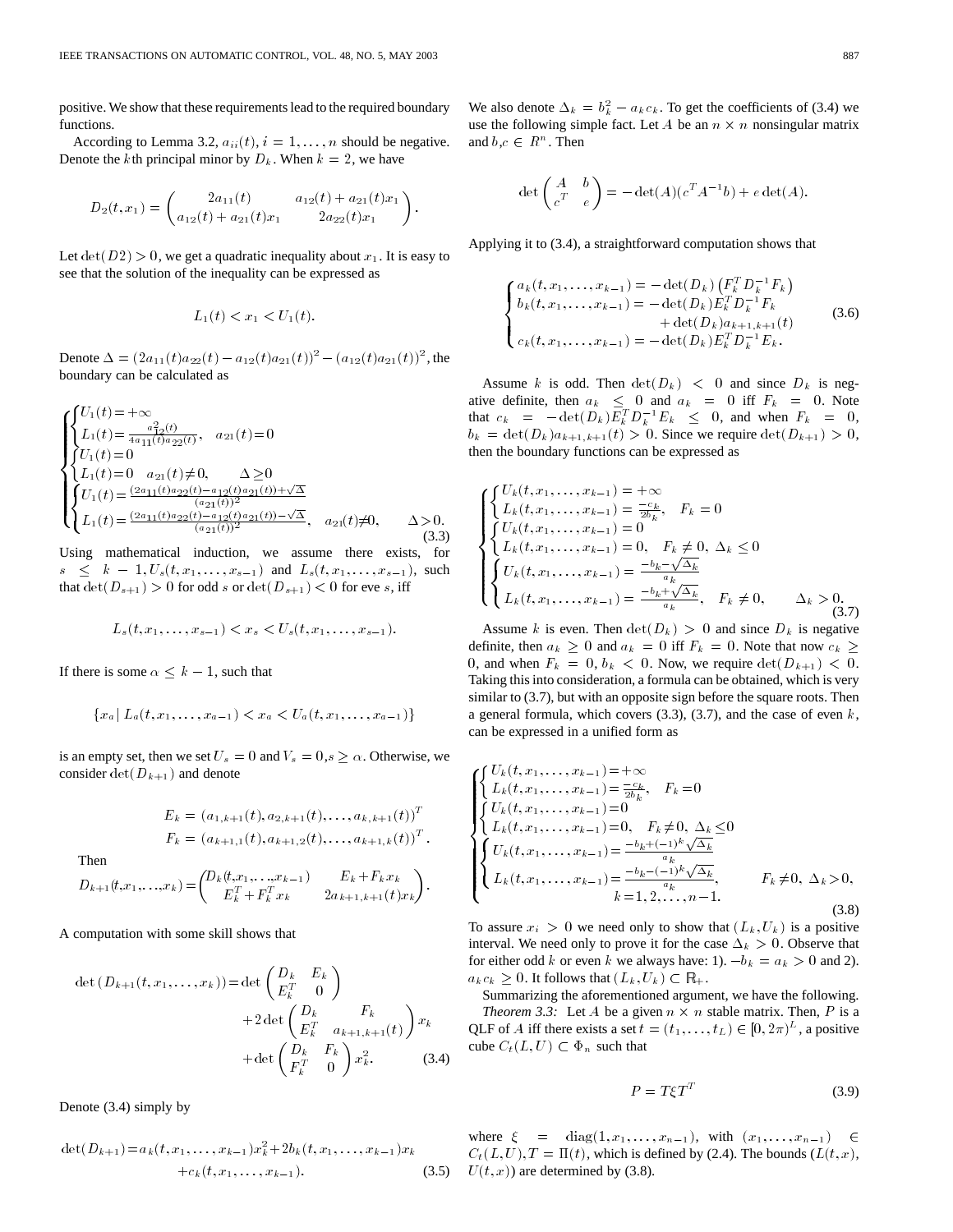positive. We show that these requirements lead to the required boundary functions.

According to Lemma 3.2, $a_{ii}(t), i = 1, \ldots, n$ should be negative. Denote the $k$th principal minor by $D_k$. When $k = 2$, we have

$$D_2(t, x_1) = \begin{pmatrix} 2a_{11}(t) & a_{12}(t) + a_{21}(t)x_1 \\ a_{12}(t) + a_{21}(t)x_1 & 2a_{22}(t)x_1 \end{pmatrix}.$$

Let $\det(D2) > 0$, we get a quadratic inequality about $x_1$. It is easy to see that the solution of the inequality can be expressed as

$$L_1(t) < x_1 < U_1(t).$$

Denote $\Delta = (2a_{11}(t)a_{22}(t) - a_{12}(t)a_{21}(t))^2 - (a_{12}(t)a_{21}(t))^2$, the boundary can be calculated as

$$\begin{cases} \begin{cases} U_1(t) = +\infty \\ L_1(t) = \frac{a_{12}^2(t)}{4a_{11}(t)a_{22}(t)}, \quad a_{21}(t) = 0 \end{cases} \\ \begin{cases} U_1(t) = 0 \\ L_1(t) = 0 \quad a_{21}(t) \neq 0, \qquad \Delta \geq 0 \end{cases} \\ \begin{cases} U_1(t) = \frac{(2a_{11}(t)a_{22}(t) - a_{12}(t)a_{21}(t)) + \sqrt{\Delta}}{(a_{21}(t))^2} \\ L_1(t) = \frac{(2a_{11}(t)a_{22}(t) - a_{12}(t)a_{21}(t)) - \sqrt{\Delta}}{(a_{21}(t))^2}, \quad a_{21}(t) \neq 0, \qquad \Delta > 0. \end{cases} \end{cases} \tag{3.3}$$

Using mathematical induction, we assume there exists, for $s \leq k-1, U_s(t, x_1, \ldots, x_{s-1})$ and $L_s(t, x_1, \ldots, x_{s-1})$, such that $\det(D_{s+1}) > 0$ for odd $s$ or $\det(D_{s+1}) < 0$ for eve $s$, iff

$$L_s(t, x_1, \ldots, x_{s-1}) < x_s < U_s(t, x_1, \ldots, x_{s-1}).$$

If there is some $\alpha \leq k-1$, such that

$$\{x_a \mid L_a(t, x_1, \ldots, x_{a-1}) < x_a < U_a(t, x_1, \ldots, x_{a-1})\}$$

is an empty set, then we set $U_s = 0$ and $V_s = 0, s \geq \alpha$. Otherwise, we consider $\det(D_{k+1})$ and denote

$$E_k = (a_{1,k+1}(t), a_{2,k+1}(t), \ldots, a_{k,k+1}(t))^T$$
$$F_k = (a_{k+1,1}(t), a_{k+1,2}(t), \ldots, a_{k+1,k}(t))^T.$$

Then

$$D_{k+1}(t, x_1, \ldots, x_k) = \begin{pmatrix} D_k(t, x_1, \ldots, x_{k-1}) & E_k + F_k x_k \\ E_k^T + F_k^T x_k & 2a_{k+1,k+1}(t)x_k \end{pmatrix}.$$

A computation with some skill shows that

$$\det(D_{k+1}(t, x_1, \ldots, x_k)) = \det\begin{pmatrix} D_k & E_k \\ E_k^T & 0 \end{pmatrix} + 2\det\begin{pmatrix} D_k & F_k \\ E_k^T & a_{k+1,k+1}(t) \end{pmatrix} x_k + \det\begin{pmatrix} D_k & F_k \\ F_k^T & 0 \end{pmatrix} x_k^2. \tag{3.4}$$

Denote (3.4) simply by

$$\det(D_{k+1}) = a_k(t, x_1, \ldots, x_{k-1})x_k^2 + 2b_k(t, x_1, \ldots, x_{k-1})x_k + c_k(t, x_1, \ldots, x_{k-1}). \tag{3.5}$$

We also denote $\Delta_k = b_k^2 - a_k c_k$. To get the coefficients of (3.4) we use the following simple fact. Let $A$ be an $n \times n$ nonsingular matrix and $b, c \in R^n$. Then

$$\det\begin{pmatrix} A & b \\ c^T & e \end{pmatrix} = -\det(A)(c^T A^{-1} b) + e\det(A).$$

Applying it to (3.4), a straightforward computation shows that

$$\begin{cases} a_k(t, x_1, \ldots, x_{k-1}) = -\det(D_k)\left(F_k^T D_k^{-1} F_k\right) \\ b_k(t, x_1, \ldots, x_{k-1}) = -\det(D_k)E_k^T D_k^{-1} F_k \\ \qquad\qquad + \det(D_k)a_{k+1,k+1}(t) \\ c_k(t, x_1, \ldots, x_{k-1}) = -\det(D_k)E_k^T D_k^{-1} E_k. \end{cases} \tag{3.6}$$

Assume $k$ is odd. Then $\det(D_k) < 0$ and since $D_k$ is negative definite, then $a_k \leq 0$ and $a_k = 0$ iff $F_k = 0$. Note that $c_k = -\det(D_k)E_k^T D_k^{-1} E_k \leq 0$, and when $F_k = 0$, $b_k = \det(D_k)a_{k+1,k+1}(t) > 0$. Since we require $\det(D_{k+1}) > 0$, then the boundary functions can be expressed as

$$\begin{cases} \begin{cases} U_k(t, x_1, \ldots, x_{k-1}) = +\infty \\ L_k(t, x_1, \ldots, x_{k-1}) = \frac{-c_k}{2b_k}, \quad F_k = 0 \end{cases} \\ \begin{cases} U_k(t, x_1, \ldots, x_{k-1}) = 0 \\ L_k(t, x_1, \ldots, x_{k-1}) = 0, \quad F_k \neq 0, \ \Delta_k \leq 0 \end{cases} \\ \begin{cases} U_k(t, x_1, \ldots, x_{k-1}) = \frac{-b_k - \sqrt{\Delta_k}}{a_k} \\ L_k(t, x_1, \ldots, x_{k-1}) = \frac{-b_k + \sqrt{\Delta_k}}{a_k}, \quad F_k \neq 0, \qquad \Delta_k > 0. \end{cases} \end{cases} \tag{3.7}$$

Assume $k$ is even. Then $\det(D_k) > 0$ and since $D_k$ is negative definite, then $a_k \geq 0$ and $a_k = 0$ iff $F_k = 0$. Note that now $c_k \geq 0$, and when $F_k = 0, b_k < 0$. Now, we require $\det(D_{k+1}) < 0$. Taking this into consideration, a formula can be obtained, which is very similar to (3.7), but with an opposite sign before the square roots. Then a general formula, which covers (3.3), (3.7), and the case of even $k$, can be expressed in a unified form as

$$\begin{cases} \begin{cases} U_k(t, x_1, \ldots, x_{k-1}) = +\infty \\ L_k(t, x_1, \ldots, x_{k-1}) = \frac{-c_k}{2b_k}, \quad F_k = 0 \end{cases} \\ \begin{cases} U_k(t, x_1, \ldots, x_{k-1}) = 0 \\ L_k(t, x_1, \ldots, x_{k-1}) = 0, \quad F_k \neq 0, \ \Delta_k \leq 0 \end{cases} \\ \begin{cases} U_k(t, x_1, \ldots, x_{k-1}) = \frac{-b_k + (-1)^k\sqrt{\Delta_k}}{a_k} \\ L_k(t, x_1, \ldots, x_{k-1}) = \frac{-b_k - (-1)^k\sqrt{\Delta_k}}{a_k}, \qquad F_k \neq 0, \ \Delta_k > 0, \end{cases} \\ \qquad k = 1, 2, \ldots, n-1. \end{cases} \tag{3.8}$$

To assure $x_i > 0$ we need only to show that $(L_k, U_k)$ is a positive interval. We need only to prove it for the case $\Delta_k > 0$. Observe that for either odd $k$ or even $k$ we always have: 1). $-b_k = a_k > 0$ and 2). $a_k c_k \geq 0$. It follows that $(L_k, U_k) \subset \mathbb{R}_+$.

Summarizing the aforementioned argument, we have the following.

*Theorem 3.3:* Let $A$ be a given $n \times n$ stable matrix. Then, $P$ is a QLF of $A$ iff there exists a set $t = (t_1, \ldots, t_L) \in [0, 2\pi)^L$, a positive cube $C_t(L, U) \subset \Phi_n$ such that

$$P = T\xi T^T \tag{3.9}$$

where $\xi = \operatorname{diag}(1, x_1, \ldots, x_{n-1})$, with $(x_1, \ldots, x_{n-1}) \in C_t(L, U), T = \Pi(t)$, which is defined by (2.4). The bounds $(L(t, x), U(t, x))$ are determined by (3.8).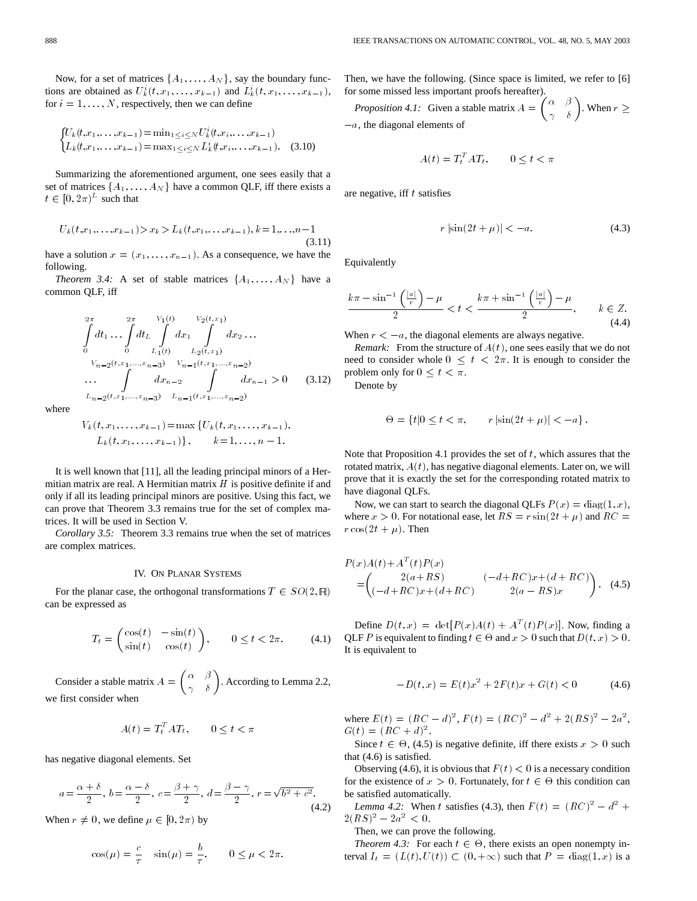Now, for a set of matrices $\{A_1, \ldots, A_N\}$, say the boundary functions are obtained as $U_k^i(t, x_1, \ldots, x_{k-1})$ and $L_k^i(t, x_1, \ldots, x_{k-1})$, for $i = 1, \ldots, N$, respectively, then we can define

$$\begin{cases} U_k(t, x_1, \ldots, x_{k-1}) = \min_{1 \le i \le N} U_k^i(t, x_i, \ldots, x_{k-1}) \\ L_k(t, x_1, \ldots, x_{k-1}) = \max_{1 \le i \le N} L_k^i(t, x_i, \ldots, x_{k-1}). \end{cases} \quad (3.10)$$

Summarizing the aforementioned argument, one sees easily that a set of matrices $\{A_1, \ldots, A_N\}$ have a common QLF, iff there exists a $t \in [0, 2\pi)^L$ such that

$$U_k(t, x_1, \ldots, x_{k-1}) > x_k > L_k(t, x_1, \ldots, x_{k-1}), \; k = 1, \ldots, n-1 \quad (3.11)$$

have a solution $x = (x_1, \ldots, x_{n-1})$. As a consequence, we have the following.

*Theorem 3.4:* A set of stable matrices $\{A_1, \ldots, A_N\}$ have a common QLF, iff

$$\int_0^{2\pi} dt_1 \ldots \int_0^{2\pi} dt_L \int_{L_1(t)}^{V_1(t)} dx_1 \int_{L_2(t,x_1)}^{V_2(t,x_1)} dx_2 \ldots \int_{L_{n-2}(t,x_1,\ldots,x_{n-3})}^{V_{n-2}(t,x_1,\ldots,x_{n-3})} dx_{n-2} \int_{L_{n-1}(t,x_1,\ldots,x_{n-2})}^{V_{n-1}(t,x_1,\ldots,x_{n-2})} dx_{n-1} > 0 \quad (3.12)$$

where

$$V_k(t, x_1, \ldots, x_{k-1}) = \max\{U_k(t, x_1, \ldots, x_{k-1}), L_k(t, x_1, \ldots, x_{k-1})\}, \qquad k = 1, \ldots, n-1.$$

It is well known that [11], all the leading principal minors of a Hermitian matrix are real. A Hermitian matrix $H$ is positive definite if and only if all its leading principal minors are positive. Using this fact, we can prove that Theorem 3.3 remains true for the set of complex matrices. It will be used in Section V.

*Corollary 3.5:* Theorem 3.3 remains true when the set of matrices are complex matrices.

## IV. On Planar Systems

For the planar case, the orthogonal transformations $T \in SO(2, \mathbb{R})$ can be expressed as

$$T_t = \begin{pmatrix} \cos(t) & -\sin(t) \\ \sin(t) & \cos(t) \end{pmatrix}, \qquad 0 \le t < 2\pi. \quad (4.1)$$

Consider a stable matrix $A = \begin{pmatrix} \alpha & \beta \\ \gamma & \delta \end{pmatrix}$. According to Lemma 2.2, we first consider when

$$A(t) = T_t^T A T_t, \qquad 0 \le t < \pi$$

has negative diagonal elements. Set

$$a = \frac{\alpha + \delta}{2}, \; b = \frac{\alpha - \delta}{2}, \; c = \frac{\beta + \gamma}{2}, \; d = \frac{\beta - \gamma}{2}, \; r = \sqrt{b^2 + c^2}. \quad (4.2)$$

When $r \neq 0$, we define $\mu \in [0, 2\pi)$ by

$$\cos(\mu) = \frac{c}{\tau} \quad \sin(\mu) = \frac{b}{\tau}, \qquad 0 \le \mu < 2\pi.$$

Then, we have the following. (Since space is limited, we refer to [6] for some missed less important proofs hereafter).

*Proposition 4.1:* Given a stable matrix $A = \begin{pmatrix} \alpha & \beta \\ \gamma & \delta \end{pmatrix}$. When $r \ge -a$, the diagonal elements of

$$A(t) = T_t^T A T_t, \qquad 0 \le t < \pi$$

are negative, iff $t$ satisfies

$$r\,|\sin(2t + \mu)| < -a. \quad (4.3)$$

Equivalently

$$\frac{k\pi - \sin^{-1}\left(\frac{|a|}{r}\right) - \mu}{2} < t < \frac{k\pi + \sin^{-1}\left(\frac{|a|}{r}\right) - \mu}{2}, \qquad k \in Z. \quad (4.4)$$

When $r < -a$, the diagonal elements are always negative.

*Remark:* From the structure of $A(t)$, one sees easily that we do not need to consider whole $0 \le t < 2\pi$. It is enough to consider the problem only for $0 \le t < \pi$.

Denote by

$$\Theta = \{t | 0 \le t < \pi, \qquad r\,|\sin(2t + \mu)| < -a\}.$$

Note that Proposition 4.1 provides the set of $t$, which assures that the rotated matrix, $A(t)$, has negative diagonal elements. Later on, we will prove that it is exactly the set for the corresponding rotated matrix to have diagonal QLFs.

Now, we can start to search the diagonal QLFs $P(x) = \mathrm{diag}(1, x)$, where $x > 0$. For notational ease, let $RS = r\sin(2t + \mu)$ and $RC = r\cos(2t + \mu)$. Then

$$P(x)A(t) + A^T(t)P(x) = \begin{pmatrix} 2(a + RS) & (-d + RC)x + (d + RC) \\ (-d + RC)x + (d + RC) & 2(a - RS)x \end{pmatrix}. \quad (4.5)$$

Define $D(t, x) = \det[P(x)A(t) + A^T(t)P(x)]$. Now, finding a QLF $P$ is equivalent to finding $t \in \Theta$ and $x > 0$ such that $D(t, x) > 0$. It is equivalent to

$$-D(t, x) = E(t)x^2 + 2F(t)x + G(t) < 0 \quad (4.6)$$

where $E(t) = (RC - d)^2$, $F(t) = (RC)^2 - d^2 + 2(RS)^2 - 2a^2$, $G(t) = (RC + d)^2$.

Since $t \in \Theta$, (4.5) is negative definite, iff there exists $x > 0$ such that (4.6) is satisfied.

Observing (4.6), it is obvious that $F(t) < 0$ is a necessary condition for the existence of $x > 0$. Fortunately, for $t \in \Theta$ this condition can be satisfied automatically.

*Lemma 4.2:* When $t$ satisfies (4.3), then $F(t) = (RC)^2 - d^2 + 2(RS)^2 - 2a^2 < 0$.

Then, we can prove the following.

*Theorem 4.3:* For each $t \in \Theta$, there exists an open nonempty interval $I_t = (L(t), U(t)) \subset (0, +\infty)$ such that $P = \mathrm{diag}(1, x)$ is a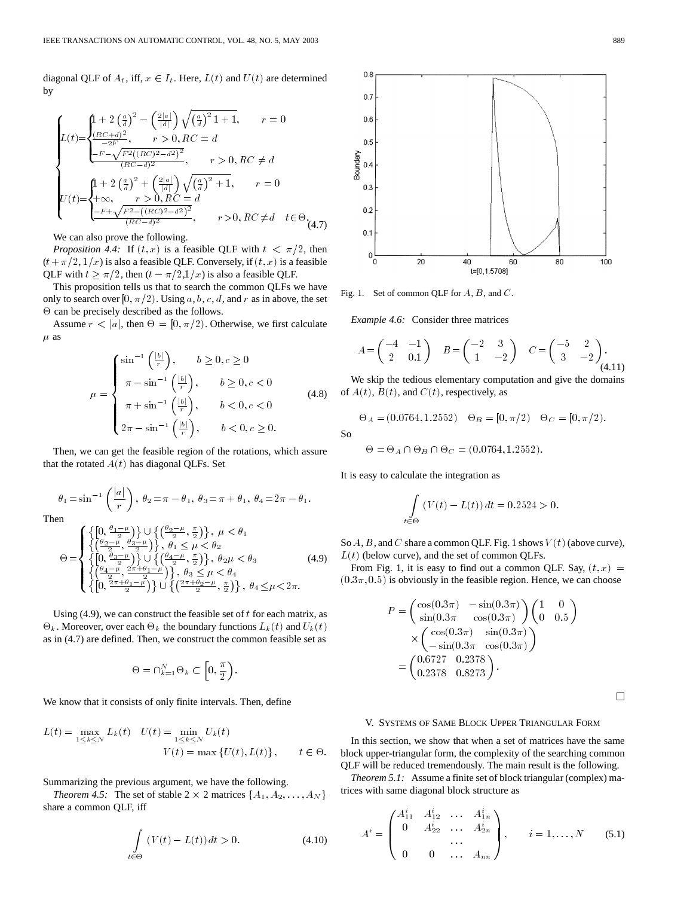diagonal QLF of $A_t$, iff, $x \in I_t$. Here, $L(t)$ and $U(t)$ are determined by

$$
\begin{cases}
L(t)=\begin{cases}1+2\left(\frac{a}{d}\right)^2-\left(\frac{2|a|}{|d|}\right)\sqrt{\left(\frac{a}{d}\right)^2 1+1}, & r=0\\ \frac{(RC+d)^2}{-2F}, & r>0, RC=d\\ \frac{-F-\sqrt{F^2\left((RC)^2-d^2\right)^2}}{(RC-d)^2}, & r>0, RC\neq d\end{cases}\\
U(t)=\begin{cases}1+2\left(\frac{a}{d}\right)^2+\left(\frac{2|a|}{|d|}\right)\sqrt{\left(\frac{a}{d}\right)^2+1}, & r=0\\ +\infty, & r>0, RC=d\\ \frac{-F+\sqrt{F^2-\left((RC)^2-d^2\right)^2}}{(RC-d)^2}, & r>0, RC\neq d \quad t\in\Theta.\end{cases}
\end{cases}
\tag{4.7}
$$

We can also prove the following.

*Proposition 4.4:* If $(t, x)$ is a feasible QLF with $t < \pi/2$, then $(t + \pi/2, 1/x)$ is also a feasible QLF. Conversely, if $(t, x)$ is a feasible QLF with $t \geq \pi/2$, then $(t - \pi/2, 1/x)$ is also a feasible QLF.

This proposition tells us that to search the common QLFs we have only to search over $[0, \pi/2)$. Using $a, b, c, d$, and $r$ as in above, the set $\Theta$ can be precisely described as the follows.

Assume $r < |a|$, then $\Theta = [0, \pi/2)$. Otherwise, we first calculate $\mu$ as

$$
\mu = \begin{cases}\sin^{-1}\left(\frac{|b|}{r}\right), & b\geq 0, c\geq 0\\ \pi-\sin^{-1}\left(\frac{|b|}{r}\right), & b\geq 0, c<0\\ \pi+\sin^{-1}\left(\frac{|b|}{r}\right), & b<0, c<0\\ 2\pi-\sin^{-1}\left(\frac{|b|}{r}\right), & b<0, c\geq 0.\end{cases}
\tag{4.8}
$$

Then, we can get the feasible region of the rotations, which assure that the rotated $A(t)$ has diagonal QLFs. Set

$$
\theta_1 = \sin^{-1}\left(\frac{|a|}{r}\right),\ \theta_2=\pi-\theta_1,\ \theta_3=\pi+\theta_1,\ \theta_4=2\pi-\theta_1.
$$

Then

$$
\Theta = \begin{cases}\left\{\left[0, \frac{\theta_1-\mu}{2}\right)\right\}\cup\left\{\left(\frac{\theta_2-\mu}{2}, \frac{\pi}{2}\right)\right\}, & \mu<\theta_1\\ \left\{\left(\frac{\theta_2-\mu}{2}, \frac{\theta_3-\mu}{2}\right)\right\}, & \theta_1\leq\mu<\theta_2\\ \left\{\left[0, \frac{\theta_3-\mu}{2}\right)\right\}\cup\left\{\left(\frac{\theta_4-\mu}{2}, \frac{\pi}{2}\right)\right\}, & \theta_2\mu<\theta_3\\ \left\{\left(\frac{\theta_4-\mu}{2}, \frac{2\pi+\theta_1-\mu}{2}\right)\right\}, & \theta_3\leq\mu<\theta_4\\ \left\{\left[0, \frac{2\pi+\theta_1-\mu}{2}\right)\right\}\cup\left\{\left(\frac{2\pi+\theta_2-\mu}{2}, \frac{\pi}{2}\right)\right\}, & \theta_4\leq\mu<2\pi.\end{cases}
\tag{4.9}
$$

Using (4.9), we can construct the feasible set of $t$ for each matrix, as $\Theta_k$. Moreover, over each $\Theta_k$ the boundary functions $L_k(t)$ and $U_k(t)$ as in (4.7) are defined. Then, we construct the common feasible set as

$$
\Theta = \cap_{k=1}^{N}\Theta_k \subset \left[0, \frac{\pi}{2}\right).
$$

We know that it consists of only finite intervals. Then, define

$$
L(t) = \max_{1\leq k\leq N} L_k(t) \quad U(t) = \min_{1\leq k\leq N} U_k(t)
$$
$$
V(t) = \max\{U(t), L(t)\}, \qquad t\in\Theta.
$$

Summarizing the previous argument, we have the following.

*Theorem 4.5:* The set of stable $2\times 2$ matrices $\{A_1, A_2, \ldots, A_N\}$ share a common QLF, iff

$$
\int_{t\in\Theta} (V(t) - L(t))\, dt > 0. \tag{4.10}
$$

Fig. 1. Set of common QLF for $A$, $B$, and $C$.

*Example 4.6:* Consider three matrices

$$
A = \begin{pmatrix}-4 & -1\\ 2 & 0.1\end{pmatrix} \quad B = \begin{pmatrix}-2 & 3\\ 1 & -2\end{pmatrix} \quad C = \begin{pmatrix}-5 & 2\\ 3 & -2\end{pmatrix}. \tag{4.11}
$$

We skip the tedious elementary computation and give the domains of $A(t)$, $B(t)$, and $C(t)$, respectively, as

$$
\Theta_A = (0.0764, 1.2552) \quad \Theta_B = [0, \pi/2) \quad \Theta_C = [0, \pi/2).
$$

So

$$
\Theta = \Theta_A \cap \Theta_B \cap \Theta_C = (0.0764, 1.2552).
$$

It is easy to calculate the integration as

$$
\int_{t\in\Theta} (V(t) - L(t))\, dt = 0.2524 > 0.
$$

So $A$, $B$, and $C$ share a common QLF. Fig. 1 shows $V(t)$ (above curve), $L(t)$ (below curve), and the set of common QLFs.

From Fig. 1, it is easy to find out a common QLF. Say, $(t, x) = (0.3\pi, 0.5)$ is obviously in the feasible region. Hence, we can choose

$$
\begin{aligned}
P &= \begin{pmatrix}\cos(0.3\pi) & -\sin(0.3\pi)\\ \sin(0.3\pi & \cos(0.3\pi)\end{pmatrix}\begin{pmatrix}1 & 0\\ 0 & 0.5\end{pmatrix}\\
&\quad\times\begin{pmatrix}\cos(0.3\pi) & \sin(0.3\pi)\\ -\sin(0.3\pi & \cos(0.3\pi)\end{pmatrix}\\
&= \begin{pmatrix}0.6727 & 0.2378\\ 0.2378 & 0.8273\end{pmatrix}.
\end{aligned}
$$

□

## V. Systems of Same Block Upper Triangular Form

In this section, we show that when a set of matrices have the same block upper-triangular form, the complexity of the searching common QLF will be reduced tremendously. The main result is the following.

*Theorem 5.1:* Assume a finite set of block triangular (complex) matrices with same diagonal block structure as

$$
A^i = \begin{pmatrix}A_{11}^i & A_{12}^i & \ldots & A_{1n}^i\\ 0 & A_{22}^i & \ldots & A_{2n}^i\\ & & \ldots & \\ 0 & 0 & \ldots & A_{nn}\end{pmatrix}, \qquad i = 1, \ldots, N \tag{5.1}
$$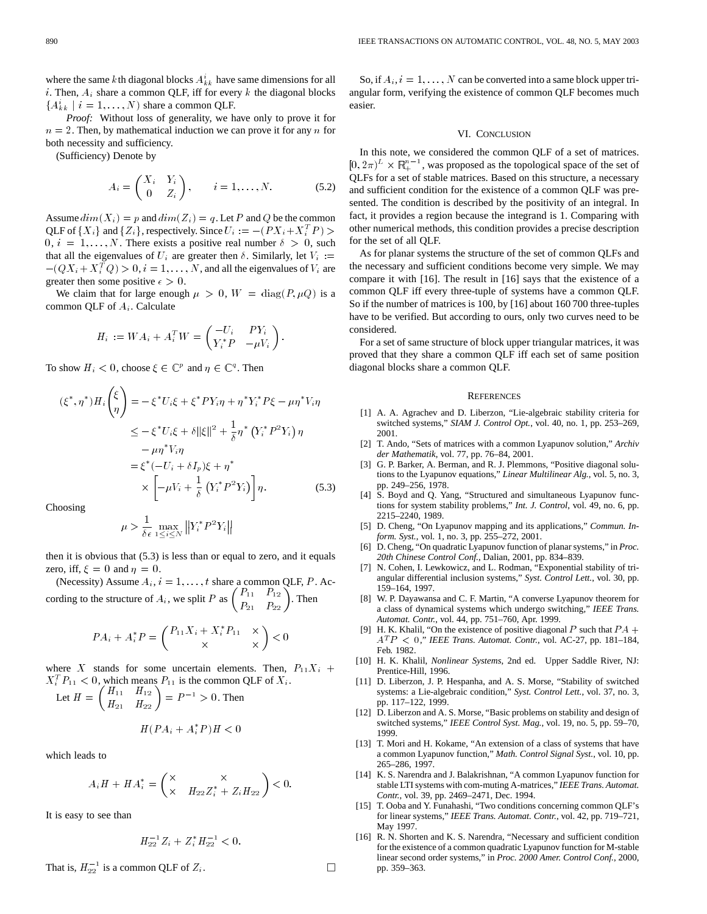where the same $k$th diagonal blocks $A_{kk}^i$ have same dimensions for all $i$. Then, $A_i$ share a common QLF, iff for every $k$ the diagonal blocks $\{A_{kk}^i \mid i = 1, \ldots, N\}$ share a common QLF.

*Proof:* Without loss of generality, we have only to prove it for $n = 2$. Then, by mathematical induction we can prove it for any $n$ for both necessity and sufficiency.

(Sufficiency) Denote by

$$A_i = \begin{pmatrix} X_i & Y_i \\ 0 & Z_i \end{pmatrix}, \qquad i = 1, \ldots, N. \tag{5.2}$$

Assume $dim(X_i) = p$ and $dim(Z_i) = q$. Let $P$ and $Q$ be the common QLF of $\{X_i\}$ and $\{Z_i\}$, respectively. Since $U_i := -(PX_i + X_i^T P) > 0$, $i = 1, \ldots, N$. There exists a positive real number $\delta > 0$, such that all the eigenvalues of $U_i$ are greater then $\delta$. Similarly, let $V_i := -(QX_i + X_i^T Q) > 0, i = 1, \ldots, N$, and all the eigenvalues of $V_i$ are greater then some positive $\epsilon > 0$.

We claim that for large enough $\mu > 0$, $W = \text{diag}(P, \mu Q)$ is a common QLF of $A_i$. Calculate

$$H_i := WA_i + A_i^T W = \begin{pmatrix} -U_i & PY_i \\ Y_i^* P & -\mu V_i \end{pmatrix}.$$

To show $H_i < 0$, choose $\xi \in \mathbb{C}^p$ and $\eta \in \mathbb{C}^q$. Then

$$\begin{aligned}
(\xi^*, \eta^*) H_i \begin{pmatrix} \xi \\ \eta \end{pmatrix} &= -\xi^* U_i \xi + \xi^* P Y_i \eta + \eta^* Y_i^* P \xi - \mu \eta^* V_i \eta \\
&\le -\xi^* U_i \xi + \delta \|\xi\|^2 + \frac{1}{\delta} \eta^* \left(Y_i^* P^2 Y_i\right) \eta \\
&\quad - \mu \eta^* V_i \eta \\
&= \xi^* (-U_i + \delta I_p) \xi + \eta^* \\
&\quad \times \left[ -\mu V_i + \frac{1}{\delta} \left(Y_i^* P^2 Y_i\right) \right] \eta.
\end{aligned} \tag{5.3}$$

Choosing

$$\mu > \frac{1}{\delta \epsilon} \max_{1 \le i \le N} \left\| Y_i^* P^2 Y_i \right\|$$

then it is obvious that (5.3) is less than or equal to zero, and it equals zero, iff, $\xi = 0$ and $\eta = 0$.

(Necessity) Assume $A_i, i = 1, \ldots, t$ share a common QLF, $P$. According to the structure of $A_i$, we split $P$ as $\begin{pmatrix} P_{11} & P_{12} \\ P_{21} & P_{22} \end{pmatrix}$. Then

$$PA_i + A_i^* P = \begin{pmatrix} P_{11} X_i + X_i^* P_{11} & \times \\ \times & \times \end{pmatrix} < 0$$

where $X$ stands for some uncertain elements. Then, $P_{11} X_i + X_i^T P_{11} < 0$, which means $P_{11}$ is the common QLF of $X_i$.

Let $H = \begin{pmatrix} H_{11} & H_{12} \\ H_{21} & H_{22} \end{pmatrix} = P^{-1} > 0$. Then

$$H(PA_i + A_i^* P)H < 0$$

which leads to

$$A_i H + H A_i^* = \begin{pmatrix} \times & \times \\ \times & H_{22} Z_i^* + Z_i H_{22} \end{pmatrix} < 0.$$

It is easy to see than

$$H_{22}^{-1} Z_i + Z_i^* H_{22}^{-1} < 0.$$

That is, $H_{22}^{-1}$ is a common QLF of $Z_i$. □

So, if $A_i, i = 1, \ldots, N$ can be converted into a same block upper triangular form, verifying the existence of common QLF becomes much easier.

## VI. Conclusion

In this note, we considered the common QLF of a set of matrices. $[0, 2\pi)^L \times \mathbb{R}_+^{n-1}$, was proposed as the topological space of the set of QLFs for a set of stable matrices. Based on this structure, a necessary and sufficient condition for the existence of a common QLF was presented. The condition is described by the positivity of an integral. In fact, it provides a region because the integrand is 1. Comparing with other numerical methods, this condition provides a precise description for the set of all QLF.

As for planar systems the structure of the set of common QLFs and the necessary and sufficient conditions become very simple. We may compare it with [16]. The result in [16] says that the existence of a common QLF iff every three-tuple of systems have a common QLF. So if the number of matrices is 100, by [16] about 160 700 three-tuples have to be verified. But according to ours, only two curves need to be considered.

For a set of same structure of block upper triangular matrices, it was proved that they share a common QLF iff each set of same position diagonal blocks share a common QLF.

## References

[1] A. A. Agrachev and D. Liberzon, "Lie-algebraic stability criteria for switched systems," *SIAM J. Control Opt.*, vol. 40, no. 1, pp. 253–269, 2001.

[2] T. Ando, "Sets of matrices with a common Lyapunov solution," *Archiv der Mathematik*, vol. 77, pp. 76–84, 2001.

[3] G. P. Barker, A. Berman, and R. J. Plemmons, "Positive diagonal solutions to the Lyapunov equations," *Linear Multilinear Alg.*, vol. 5, no. 3, pp. 249–256, 1978.

[4] S. Boyd and Q. Yang, "Structured and simultaneous Lyapunov functions for system stability problems," *Int. J. Control*, vol. 49, no. 6, pp. 2215–2240, 1989.

[5] D. Cheng, "On Lyapunov mapping and its applications," *Commun. Inform. Syst.*, vol. 1, no. 3, pp. 255–272, 2001.

[6] D. Cheng, "On quadratic Lyapunov function of planar systems," in *Proc. 20th Chinese Control Conf.*, Dalian, 2001, pp. 834–839.

[7] N. Cohen, I. Lewkowicz, and L. Rodman, "Exponential stability of triangular differential inclusion systems," *Syst. Control Lett.*, vol. 30, pp. 159–164, 1997.

[8] W. P. Dayawansa and C. F. Martin, "A converse Lyapunov theorem for a class of dynamical systems which undergo switching," *IEEE Trans. Automat. Contr.*, vol. 44, pp. 751–760, Apr. 1999.

[9] H. K. Khalil, "On the existence of positive diagonal $P$ such that $PA + A^T P < 0$," *IEEE Trans. Automat. Contr.*, vol. AC-27, pp. 181–184, Feb. 1982.

[10] H. K. Khalil, *Nonlinear Systems*, 2nd ed. Upper Saddle River, NJ: Prentice-Hill, 1996.

[11] D. Liberzon, J. P. Hespanha, and A. S. Morse, "Stability of switched systems: a Lie-algebraic condition," *Syst. Control Lett.*, vol. 37, no. 3, pp. 117–122, 1999.

[12] D. Liberzon and A. S. Morse, "Basic problems on stability and design of switched systems," *IEEE Control Syst. Mag.*, vol. 19, no. 5, pp. 59–70, 1999.

[13] T. Mori and H. Kokame, "An extension of a class of systems that have a common Lyapunov function," *Math. Control Signal Syst.*, vol. 10, pp. 265–286, 1997.

[14] K. S. Narendra and J. Balakrishnan, "A common Lyapunov function for stable LTI systems with com-muting A-matrices," *IEEE Trans. Automat. Contr.*, vol. 39, pp. 2469–2471, Dec. 1994.

[15] T. Ooba and Y. Funahashi, "Two conditions concerning common QLF's for linear systems," *IEEE Trans. Automat. Contr.*, vol. 42, pp. 719–721, May 1997.

[16] R. N. Shorten and K. S. Narendra, "Necessary and sufficient condition for the existence of a common quadratic Lyapunov function for M-stable linear second order systems," in *Proc. 2000 Amer. Control Conf.*, 2000, pp. 359–363.